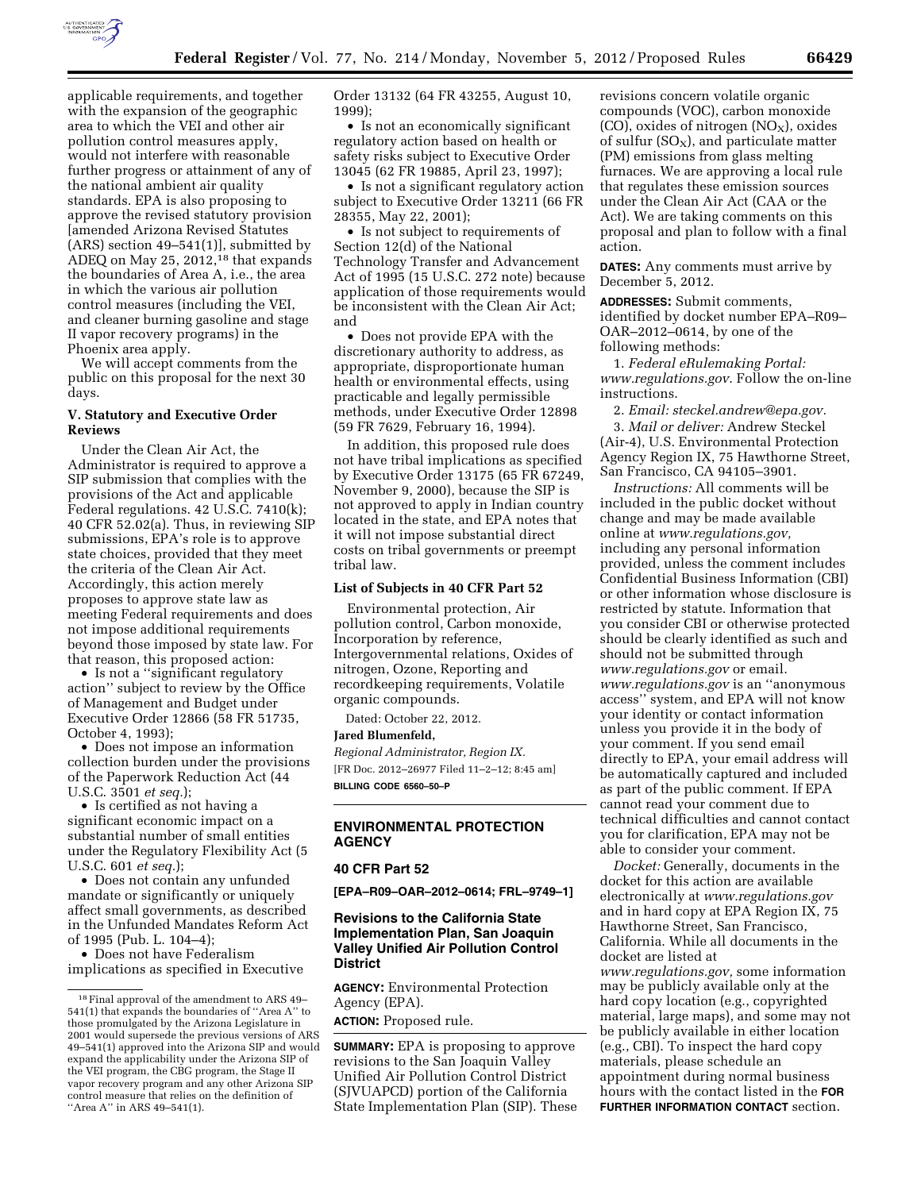applicable requirements, and together with the expansion of the geographic area to which the VEI and other air pollution control measures apply, would not interfere with reasonable further progress or attainment of any of the national ambient air quality standards. EPA is also proposing to approve the revised statutory provision [amended Arizona Revised Statutes (ARS) section 49–541(1)], submitted by ADEQ on May 25, 2012,[18] that expands the boundaries of Area A, i.e., the area in which the various air pollution control measures (including the VEI, and cleaner burning gasoline and stage II vapor recovery programs) in the Phoenix area apply.

We will accept comments from the public on this proposal for the next 30 days.

### V. Statutory and Executive Order Reviews

Under the Clean Air Act, the Administrator is required to approve a SIP submission that complies with the provisions of the Act and applicable Federal regulations. 42 U.S.C. 7410(k); 40 CFR 52.02(a). Thus, in reviewing SIP submissions, EPA's role is to approve state choices, provided that they meet the criteria of the Clean Air Act. Accordingly, this action merely proposes to approve state law as meeting Federal requirements and does not impose additional requirements beyond those imposed by state law. For that reason, this proposed action:

- Is not a ''significant regulatory action'' subject to review by the Office of Management and Budget under Executive Order 12866 (58 FR 51735, October 4, 1993);
- Does not impose an information collection burden under the provisions of the Paperwork Reduction Act (44 U.S.C. 3501 *et seq.*);
- Is certified as not having a significant economic impact on a substantial number of small entities under the Regulatory Flexibility Act (5 U.S.C. 601 *et seq.*);
- Does not contain any unfunded mandate or significantly or uniquely affect small governments, as described in the Unfunded Mandates Reform Act of 1995 (Pub. L. 104–4);
- Does not have Federalism implications as specified in Executive Order 13132 (64 FR 43255, August 10, 1999);
- Is not an economically significant regulatory action based on health or safety risks subject to Executive Order 13045 (62 FR 19885, April 23, 1997);
- Is not a significant regulatory action subject to Executive Order 13211 (66 FR 28355, May 22, 2001);
- Is not subject to requirements of Section 12(d) of the National Technology Transfer and Advancement Act of 1995 (15 U.S.C. 272 note) because application of those requirements would be inconsistent with the Clean Air Act; and
- Does not provide EPA with the discretionary authority to address, as appropriate, disproportionate human health or environmental effects, using practicable and legally permissible methods, under Executive Order 12898 (59 FR 7629, February 16, 1994).

In addition, this proposed rule does not have tribal implications as specified by Executive Order 13175 (65 FR 67249, November 9, 2000), because the SIP is not approved to apply in Indian country located in the state, and EPA notes that it will not impose substantial direct costs on tribal governments or preempt tribal law.

### List of Subjects in 40 CFR Part 52

Environmental protection, Air pollution control, Carbon monoxide, Incorporation by reference, Intergovernmental relations, Oxides of nitrogen, Ozone, Reporting and recordkeeping requirements, Volatile organic compounds.

Dated: October 22, 2012.

**Jared Blumenfeld,**

*Regional Administrator, Region IX.*

[FR Doc. 2012–26977 Filed 11–2–12; 8:45 am]

**BILLING CODE 6560–50–P**

[18] Final approval of the amendment to ARS 49–541(1) that expands the boundaries of ''Area A'' to those promulgated by the Arizona Legislature in 2001 would supersede the previous versions of ARS 49–541(1) approved into the Arizona SIP and would expand the applicability under the Arizona SIP of the VEI program, the CBG program, the Stage II vapor recovery program and any other Arizona SIP control measure that relies on the definition of ''Area A'' in ARS 49–541(1).

---

## ENVIRONMENTAL PROTECTION AGENCY

### 40 CFR Part 52

**[EPA–R09–OAR–2012–0614; FRL–9749–1]**

### Revisions to the California State Implementation Plan, San Joaquin Valley Unified Air Pollution Control District

**AGENCY:** Environmental Protection Agency (EPA).

**ACTION:** Proposed rule.

**SUMMARY:** EPA is proposing to approve revisions to the San Joaquin Valley Unified Air Pollution Control District (SJVUAPCD) portion of the California State Implementation Plan (SIP). These revisions concern volatile organic compounds (VOC), carbon monoxide (CO), oxides of nitrogen ($NO_X$), oxides of sulfur ($SO_X$), and particulate matter (PM) emissions from glass melting furnaces. We are approving a local rule that regulates these emission sources under the Clean Air Act (CAA or the Act). We are taking comments on this proposal and plan to follow with a final action.

**DATES:** Any comments must arrive by December 5, 2012.

**ADDRESSES:** Submit comments, identified by docket number EPA–R09–OAR–2012–0614, by one of the following methods:

1. *Federal eRulemaking Portal: www.regulations.gov*. Follow the on-line instructions.
2. *Email: steckel.andrew@epa.gov.*
3. *Mail or deliver:* Andrew Steckel (Air-4), U.S. Environmental Protection Agency Region IX, 75 Hawthorne Street, San Francisco, CA 94105–3901.

*Instructions:* All comments will be included in the public docket without change and may be made available online at *www.regulations.gov,* including any personal information provided, unless the comment includes Confidential Business Information (CBI) or other information whose disclosure is restricted by statute. Information that you consider CBI or otherwise protected should be clearly identified as such and should not be submitted through *www.regulations.gov* or email. *www.regulations.gov* is an ''anonymous access'' system, and EPA will not know your identity or contact information unless you provide it in the body of your comment. If you send email directly to EPA, your email address will be automatically captured and included as part of the public comment. If EPA cannot read your comment due to technical difficulties and cannot contact you for clarification, EPA may not be able to consider your comment.

*Docket:* Generally, documents in the docket for this action are available electronically at *www.regulations.gov* and in hard copy at EPA Region IX, 75 Hawthorne Street, San Francisco, California. While all documents in the docket are listed at *www.regulations.gov,* some information may be publicly available only at the hard copy location (e.g., copyrighted material, large maps), and some may not be publicly available in either location (e.g., CBI). To inspect the hard copy materials, please schedule an appointment during normal business hours with the contact listed in the **FOR FURTHER INFORMATION CONTACT** section.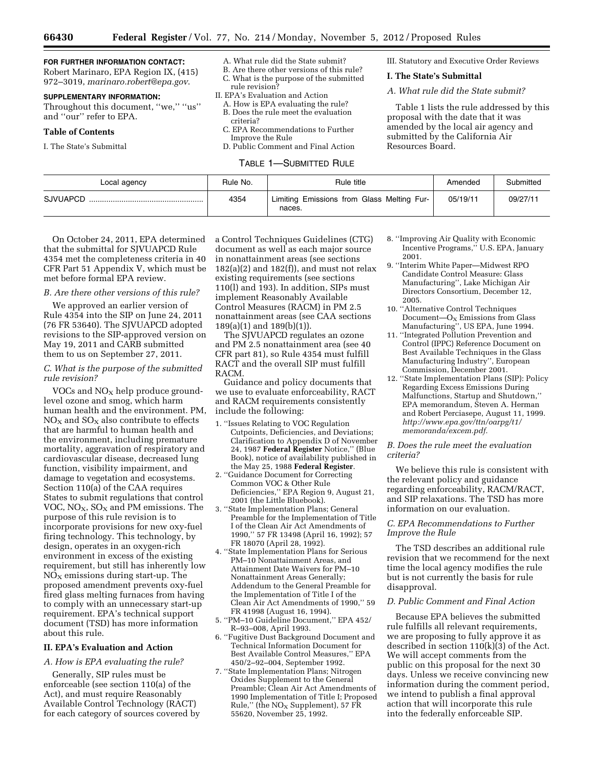**FOR FURTHER INFORMATION CONTACT:** Robert Marinaro, EPA Region IX, (415) 972–3019, *marinaro.robert@epa.gov*.

**SUPPLEMENTARY INFORMATION:** Throughout this document, "we," "us" and "our" refer to EPA.

**Table of Contents**

I. The State's Submittal
  A. What rule did the State submit?
  B. Are there other versions of this rule?
  C. What is the purpose of the submitted rule revision?
II. EPA's Evaluation and Action
  A. How is EPA evaluating the rule?
  B. Does the rule meet the evaluation criteria?
  C. EPA Recommendations to Further Improve the Rule
  D. Public Comment and Final Action
III. Statutory and Executive Order Reviews

## I. The State's Submittal

### *A. What rule did the State submit?*

Table 1 lists the rule addressed by this proposal with the date that it was amended by the local air agency and submitted by the California Air Resources Board.

TABLE 1—SUBMITTED RULE

| Local agency | Rule No. | Rule title | Amended | Submitted |
|---|---|---|---|---|
| SJVUAPCD | 4354 | Limiting Emissions from Glass Melting Furnaces. | 05/19/11 | 09/27/11 |

On October 24, 2011, EPA determined that the submittal for SJVUAPCD Rule 4354 met the completeness criteria in 40 CFR Part 51 Appendix V, which must be met before formal EPA review.

### *B. Are there other versions of this rule?*

We approved an earlier version of Rule 4354 into the SIP on June 24, 2011 (76 FR 53640). The SJVUAPCD adopted revisions to the SIP-approved version on May 19, 2011 and CARB submitted them to us on September 27, 2011.

### *C. What is the purpose of the submitted rule revision?*

VOCs and $NO_X$ help produce ground-level ozone and smog, which harm human health and the environment. PM, $NO_X$ and $SO_X$ also contribute to effects that are harmful to human health and the environment, including premature mortality, aggravation of respiratory and cardiovascular disease, decreased lung function, visibility impairment, and damage to vegetation and ecosystems. Section 110(a) of the CAA requires States to submit regulations that control VOC, $NO_X$, $SO_X$ and PM emissions. The purpose of this rule revision is to incorporate provisions for new oxy-fuel firing technology. This technology, by design, operates in an oxygen-rich environment in excess of the existing requirement, but still has inherently low $NO_X$ emissions during start-up. The proposed amendment prevents oxy-fuel fired glass melting furnaces from having to comply with an unnecessary start-up requirement. EPA's technical support document (TSD) has more information about this rule.

## II. EPA's Evaluation and Action

### *A. How is EPA evaluating the rule?*

Generally, SIP rules must be enforceable (see section 110(a) of the Act), and must require Reasonably Available Control Technology (RACT) for each category of sources covered by a Control Techniques Guidelines (CTG) document as well as each major source in nonattainment areas (see sections 182(a)(2) and 182(f)), and must not relax existing requirements (see sections 110(l) and 193). In addition, SIPs must implement Reasonably Available Control Measures (RACM) in PM 2.5 nonattainment areas (see CAA sections 189(a)(1) and 189(b)(1)).

The SJVUAPCD regulates an ozone and PM 2.5 nonattainment area (see 40 CFR part 81), so Rule 4354 must fulfill RACT and the overall SIP must fulfill RACM.

Guidance and policy documents that we use to evaluate enforceability, RACT and RACM requirements consistently include the following:

1. "Issues Relating to VOC Regulation Cutpoints, Deficiencies, and Deviations; Clarification to Appendix D of November 24, 1987 **Federal Register** Notice," (Blue Book), notice of availability published in the May 25, 1988 **Federal Register**.
2. "Guidance Document for Correcting Common VOC & Other Rule Deficiencies," EPA Region 9, August 21, 2001 (the Little Bluebook).
3. "State Implementation Plans; General Preamble for the Implementation of Title I of the Clean Air Act Amendments of 1990," 57 FR 13498 (April 16, 1992); 57 FR 18070 (April 28, 1992).
4. "State Implementation Plans for Serious PM–10 Nonattainment Areas, and Attainment Date Waivers for PM–10 Nonattainment Areas Generally; Addendum to the General Preamble for the Implementation of Title I of the Clean Air Act Amendments of 1990," 59 FR 41998 (August 16, 1994).
5. "PM–10 Guideline Document," EPA 452/R–93–008, April 1993.
6. "Fugitive Dust Background Document and Technical Information Document for Best Available Control Measures," EPA 450/2–92–004, September 1992.
7. "State Implementation Plans; Nitrogen Oxides Supplement to the General Preamble; Clean Air Act Amendments of 1990 Implementation of Title I; Proposed Rule," (the $NO_X$ Supplement), 57 FR 55620, November 25, 1992.
8. "Improving Air Quality with Economic Incentive Programs," U.S. EPA, January 2001.
9. "Interim White Paper—Midwest RPO Candidate Control Measure: Glass Manufacturing", Lake Michigan Air Directors Consortium, December 12, 2005.
10. "Alternative Control Techniques Document—$O_X$ Emissions from Glass Manufacturing", US EPA, June 1994.
11. "Integrated Pollution Prevention and Control (IPPC) Reference Document on Best Available Techniques in the Glass Manufacturing Industry", European Commission, December 2001.
12. "State Implementation Plans (SIP): Policy Regarding Excess Emissions During Malfunctions, Startup and Shutdown," EPA memorandum, Steven A. Herman and Robert Perciasepe, August 11, 1999. *http://www.epa.gov/ttn/oarpg/t1/memoranda/excem.pdf*.

### *B. Does the rule meet the evaluation criteria?*

We believe this rule is consistent with the relevant policy and guidance regarding enforceability, RACM/RACT, and SIP relaxations. The TSD has more information on our evaluation.

### *C. EPA Recommendations to Further Improve the Rule*

The TSD describes an additional rule revision that we recommend for the next time the local agency modifies the rule but is not currently the basis for rule disapproval.

### *D. Public Comment and Final Action*

Because EPA believes the submitted rule fulfills all relevant requirements, we are proposing to fully approve it as described in section 110(k)(3) of the Act. We will accept comments from the public on this proposal for the next 30 days. Unless we receive convincing new information during the comment period, we intend to publish a final approval action that will incorporate this rule into the federally enforceable SIP.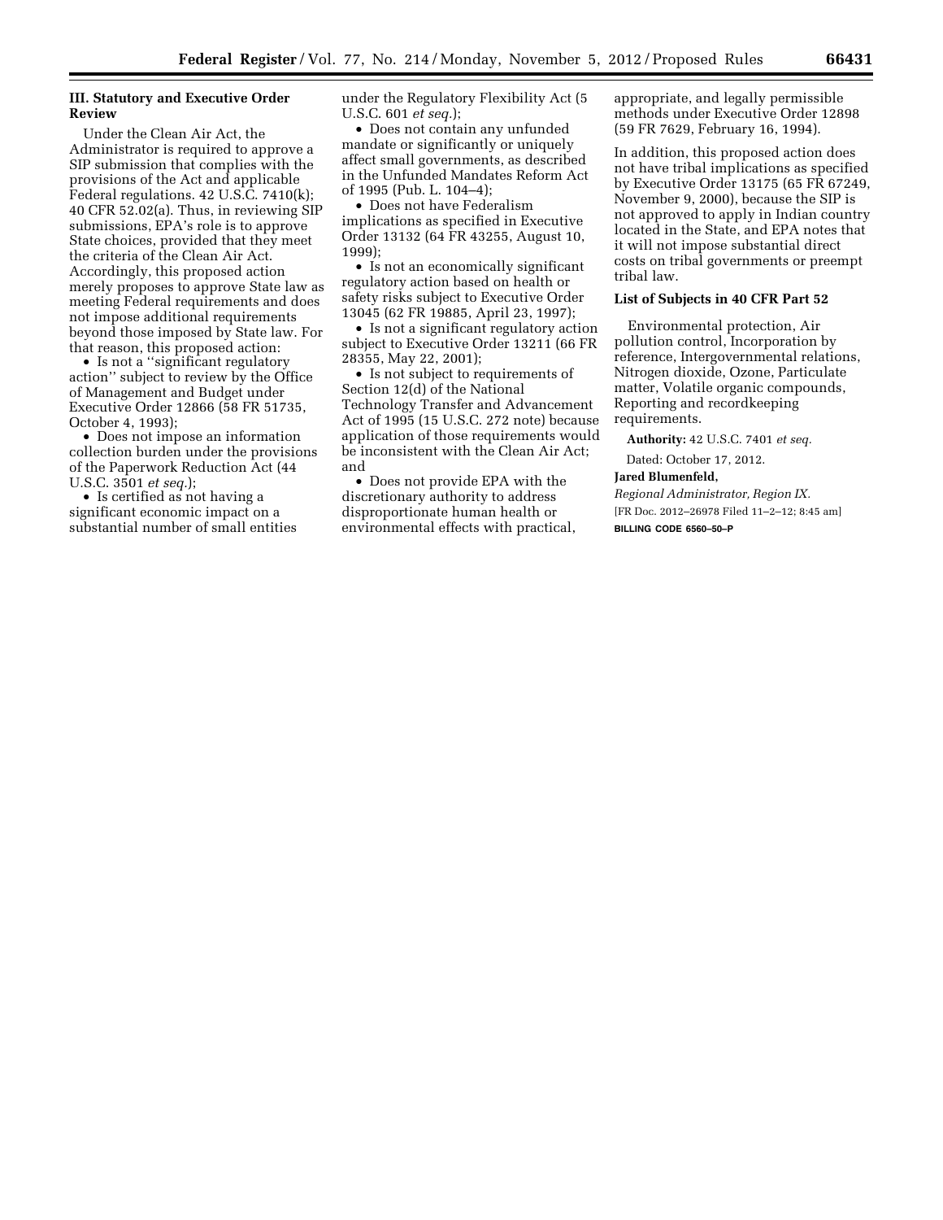### III. Statutory and Executive Order Review

Under the Clean Air Act, the Administrator is required to approve a SIP submission that complies with the provisions of the Act and applicable Federal regulations. 42 U.S.C. 7410(k); 40 CFR 52.02(a). Thus, in reviewing SIP submissions, EPA's role is to approve State choices, provided that they meet the criteria of the Clean Air Act. Accordingly, this proposed action merely proposes to approve State law as meeting Federal requirements and does not impose additional requirements beyond those imposed by State law. For that reason, this proposed action:

- Is not a ''significant regulatory action'' subject to review by the Office of Management and Budget under Executive Order 12866 (58 FR 51735, October 4, 1993);
- Does not impose an information collection burden under the provisions of the Paperwork Reduction Act (44 U.S.C. 3501 *et seq.*);
- Is certified as not having a significant economic impact on a substantial number of small entities under the Regulatory Flexibility Act (5 U.S.C. 601 *et seq.*);
- Does not contain any unfunded mandate or significantly or uniquely affect small governments, as described in the Unfunded Mandates Reform Act of 1995 (Pub. L. 104–4);
- Does not have Federalism implications as specified in Executive Order 13132 (64 FR 43255, August 10, 1999);
- Is not an economically significant regulatory action based on health or safety risks subject to Executive Order 13045 (62 FR 19885, April 23, 1997);
- Is not a significant regulatory action subject to Executive Order 13211 (66 FR 28355, May 22, 2001);
- Is not subject to requirements of Section 12(d) of the National Technology Transfer and Advancement Act of 1995 (15 U.S.C. 272 note) because application of those requirements would be inconsistent with the Clean Air Act; and
- Does not provide EPA with the discretionary authority to address disproportionate human health or environmental effects with practical, appropriate, and legally permissible methods under Executive Order 12898 (59 FR 7629, February 16, 1994).

In addition, this proposed action does not have tribal implications as specified by Executive Order 13175 (65 FR 67249, November 9, 2000), because the SIP is not approved to apply in Indian country located in the State, and EPA notes that it will not impose substantial direct costs on tribal governments or preempt tribal law.

### List of Subjects in 40 CFR Part 52

Environmental protection, Air pollution control, Incorporation by reference, Intergovernmental relations, Nitrogen dioxide, Ozone, Particulate matter, Volatile organic compounds, Reporting and recordkeeping requirements.

**Authority:** 42 U.S.C. 7401 *et seq.*

Dated: October 17, 2012.

**Jared Blumenfeld,**

*Regional Administrator, Region IX.*

[FR Doc. 2012–26978 Filed 11–2–12; 8:45 am]

**BILLING CODE 6560–50–P**